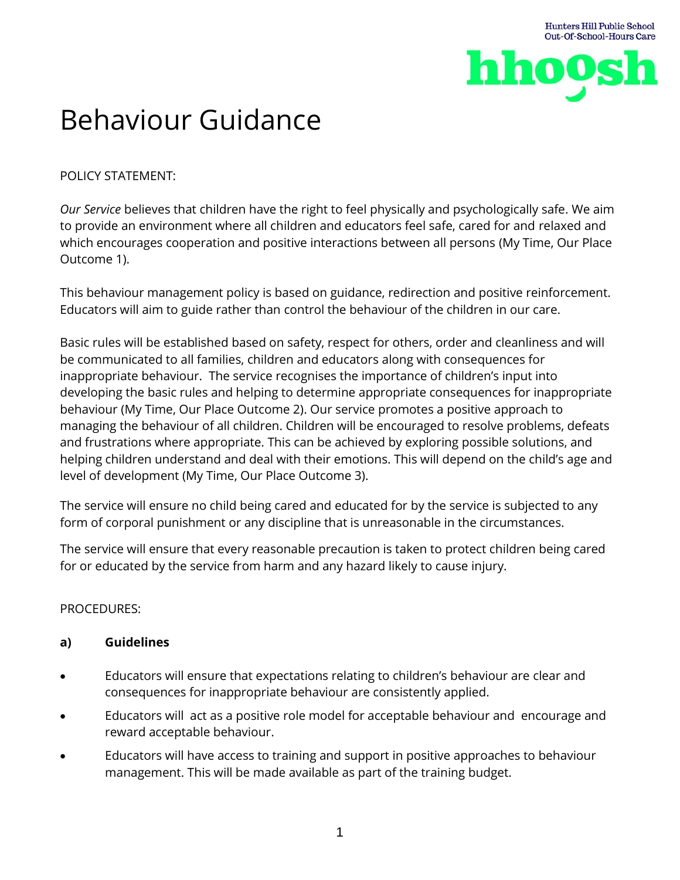Hunters Hill Public School
Out-Of-School-Hours Care

hhoosh

# Behaviour Guidance

POLICY STATEMENT:

*Our Service* believes that children have the right to feel physically and psychologically safe. We aim to provide an environment where all children and educators feel safe, cared for and relaxed and which encourages cooperation and positive interactions between all persons (My Time, Our Place Outcome 1).

This behaviour management policy is based on guidance, redirection and positive reinforcement. Educators will aim to guide rather than control the behaviour of the children in our care.

Basic rules will be established based on safety, respect for others, order and cleanliness and will be communicated to all families, children and educators along with consequences for inappropriate behaviour. The service recognises the importance of children's input into developing the basic rules and helping to determine appropriate consequences for inappropriate behaviour (My Time, Our Place Outcome 2). Our service promotes a positive approach to managing the behaviour of all children. Children will be encouraged to resolve problems, defeats and frustrations where appropriate. This can be achieved by exploring possible solutions, and helping children understand and deal with their emotions. This will depend on the child's age and level of development (My Time, Our Place Outcome 3).

The service will ensure no child being cared and educated for by the service is subjected to any form of corporal punishment or any discipline that is unreasonable in the circumstances.

The service will ensure that every reasonable precaution is taken to protect children being cared for or educated by the service from harm and any hazard likely to cause injury.

PROCEDURES:

**a) Guidelines**

- Educators will ensure that expectations relating to children's behaviour are clear and consequences for inappropriate behaviour are consistently applied.
- Educators will act as a positive role model for acceptable behaviour and encourage and reward acceptable behaviour.
- Educators will have access to training and support in positive approaches to behaviour management. This will be made available as part of the training budget.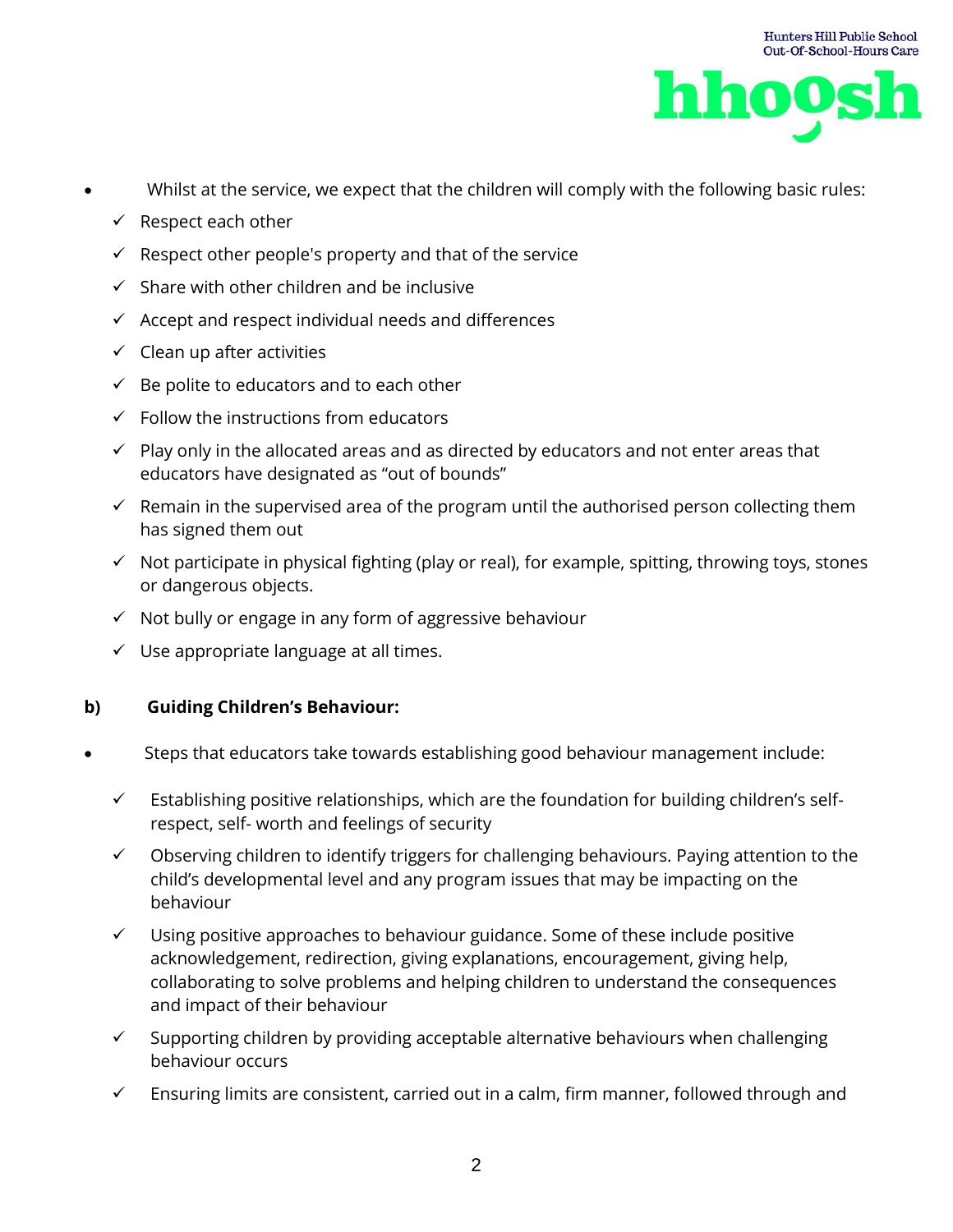- Whilst at the service, we expect that the children will comply with the following basic rules:
  - ✓ Respect each other
  - ✓ Respect other people's property and that of the service
  - ✓ Share with other children and be inclusive
  - ✓ Accept and respect individual needs and differences
  - ✓ Clean up after activities
  - ✓ Be polite to educators and to each other
  - ✓ Follow the instructions from educators
  - ✓ Play only in the allocated areas and as directed by educators and not enter areas that educators have designated as "out of bounds"
  - ✓ Remain in the supervised area of the program until the authorised person collecting them has signed them out
  - ✓ Not participate in physical fighting (play or real), for example, spitting, throwing toys, stones or dangerous objects.
  - ✓ Not bully or engage in any form of aggressive behaviour
  - ✓ Use appropriate language at all times.

**b) Guiding Children's Behaviour:**

- Steps that educators take towards establishing good behaviour management include:
  - ✓ Establishing positive relationships, which are the foundation for building children's self-respect, self- worth and feelings of security
  - ✓ Observing children to identify triggers for challenging behaviours. Paying attention to the child's developmental level and any program issues that may be impacting on the behaviour
  - ✓ Using positive approaches to behaviour guidance. Some of these include positive acknowledgement, redirection, giving explanations, encouragement, giving help, collaborating to solve problems and helping children to understand the consequences and impact of their behaviour
  - ✓ Supporting children by providing acceptable alternative behaviours when challenging behaviour occurs
  - ✓ Ensuring limits are consistent, carried out in a calm, firm manner, followed through and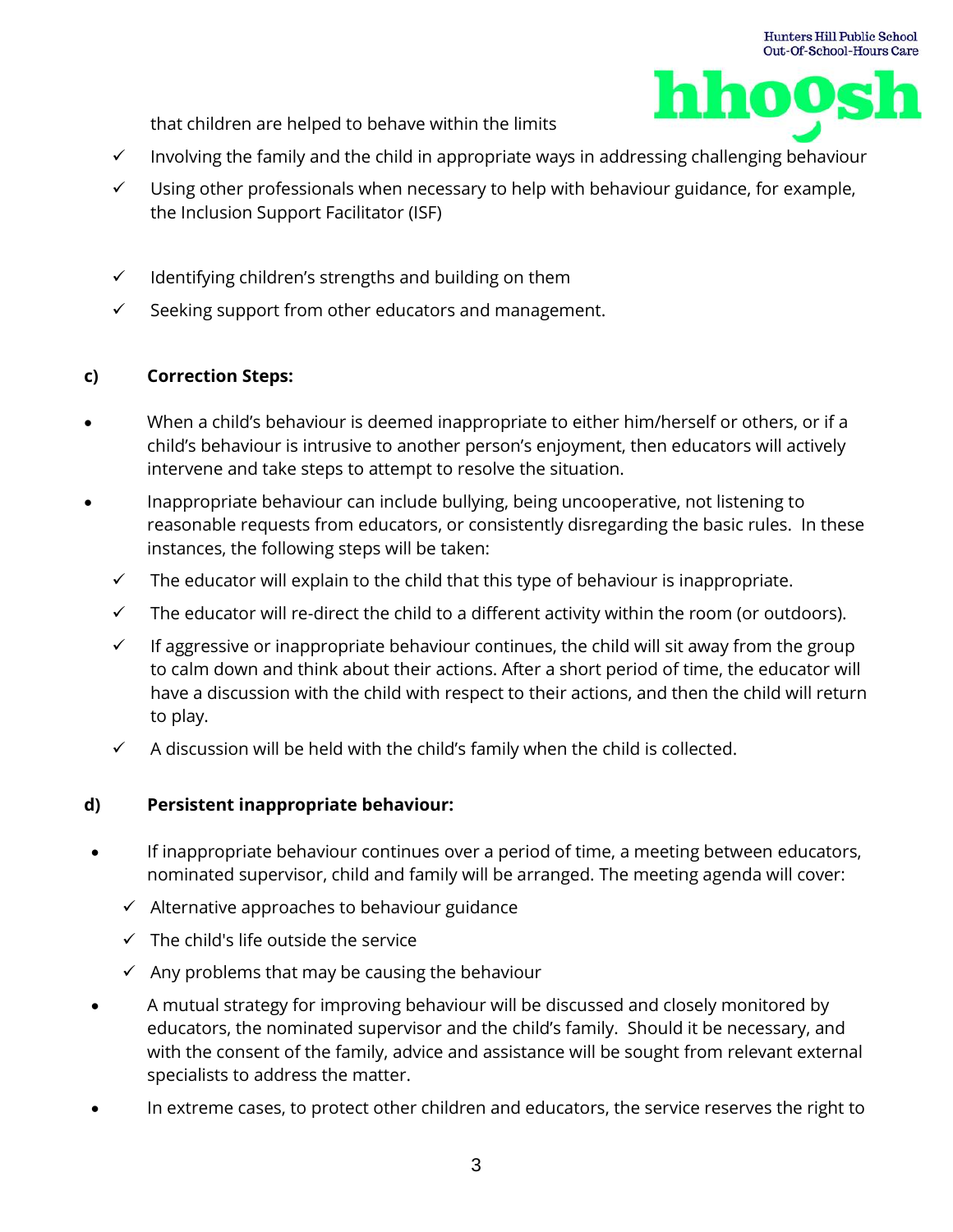that children are helped to behave within the limits

- ✓ Involving the family and the child in appropriate ways in addressing challenging behaviour
- ✓ Using other professionals when necessary to help with behaviour guidance, for example, the Inclusion Support Facilitator (ISF)
- ✓ Identifying children's strengths and building on them
- ✓ Seeking support from other educators and management.

**c) Correction Steps:**

- When a child's behaviour is deemed inappropriate to either him/herself or others, or if a child's behaviour is intrusive to another person's enjoyment, then educators will actively intervene and take steps to attempt to resolve the situation.
- Inappropriate behaviour can include bullying, being uncooperative, not listening to reasonable requests from educators, or consistently disregarding the basic rules. In these instances, the following steps will be taken:
  - ✓ The educator will explain to the child that this type of behaviour is inappropriate.
  - ✓ The educator will re-direct the child to a different activity within the room (or outdoors).
  - ✓ If aggressive or inappropriate behaviour continues, the child will sit away from the group to calm down and think about their actions. After a short period of time, the educator will have a discussion with the child with respect to their actions, and then the child will return to play.
  - ✓ A discussion will be held with the child's family when the child is collected.

**d) Persistent inappropriate behaviour:**

- If inappropriate behaviour continues over a period of time, a meeting between educators, nominated supervisor, child and family will be arranged. The meeting agenda will cover:
  - ✓ Alternative approaches to behaviour guidance
  - ✓ The child's life outside the service
  - ✓ Any problems that may be causing the behaviour
- A mutual strategy for improving behaviour will be discussed and closely monitored by educators, the nominated supervisor and the child's family. Should it be necessary, and with the consent of the family, advice and assistance will be sought from relevant external specialists to address the matter.
- In extreme cases, to protect other children and educators, the service reserves the right to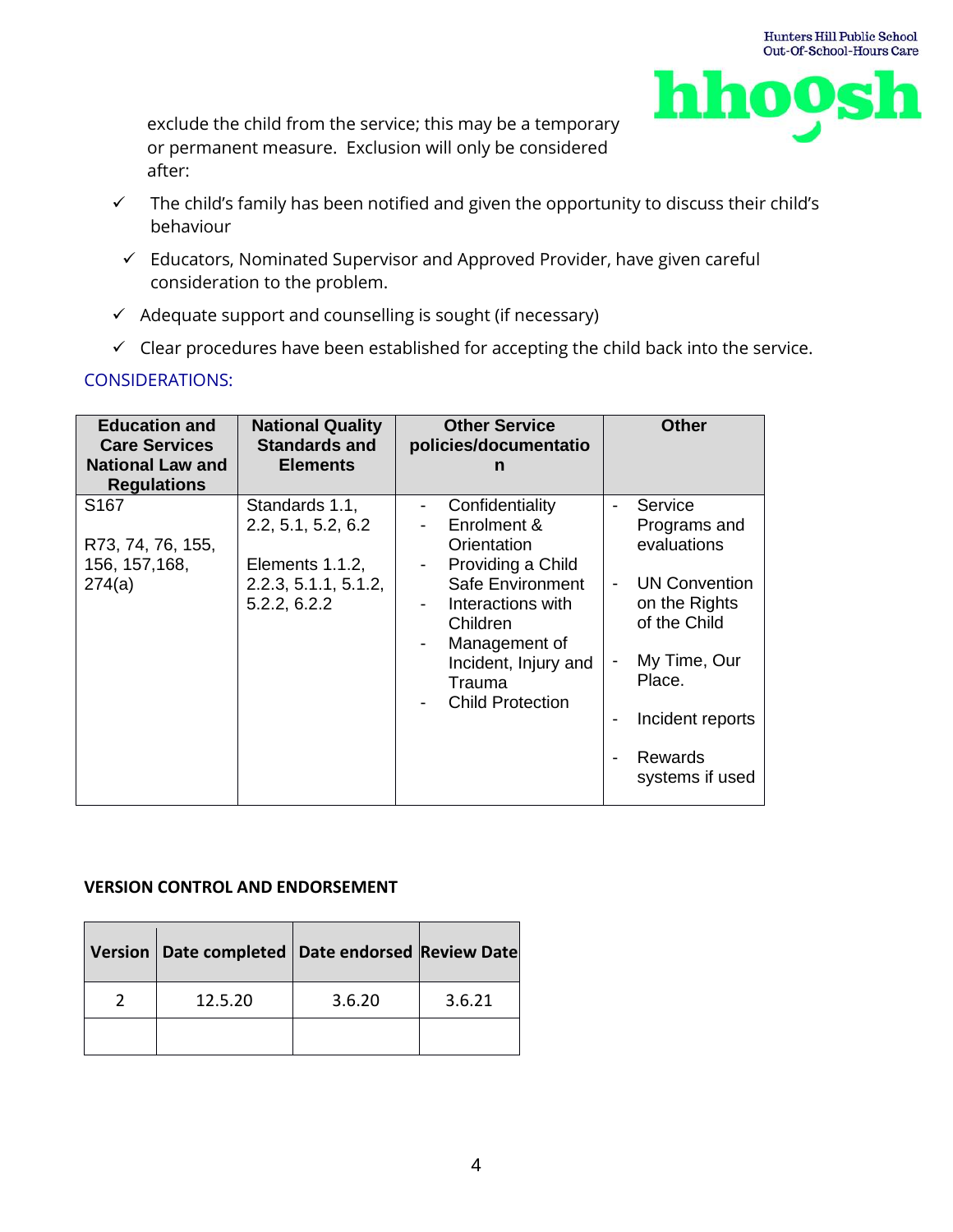exclude the child from the service; this may be a temporary or permanent measure. Exclusion will only be considered after:

- ✓ The child's family has been notified and given the opportunity to discuss their child's behaviour
- ✓ Educators, Nominated Supervisor and Approved Provider, have given careful consideration to the problem.
- ✓ Adequate support and counselling is sought (if necessary)
- ✓ Clear procedures have been established for accepting the child back into the service.

CONSIDERATIONS:

| Education and Care Services National Law and Regulations | National Quality Standards and Elements | Other Service policies/documentation | Other |
|---|---|---|---|
| S167<br><br>R73, 74, 76, 155, 156, 157,168, 274(a) | Standards 1.1, 2.2, 5.1, 5.2, 6.2<br><br>Elements 1.1.2, 2.2.3, 5.1.1, 5.1.2, 5.2.2, 6.2.2 | - Confidentiality<br>- Enrolment & Orientation<br>- Providing a Child Safe Environment<br>- Interactions with Children<br>- Management of Incident, Injury and Trauma<br>- Child Protection | - Service Programs and evaluations<br><br>- UN Convention on the Rights of the Child<br><br>- My Time, Our Place.<br><br>- Incident reports<br><br>- Rewards systems if used |

**VERSION CONTROL AND ENDORSEMENT**

| Version | Date completed | Date endorsed | Review Date |
|---|---|---|---|
| 2 | 12.5.20 | 3.6.20 | 3.6.21 |
| | | | |